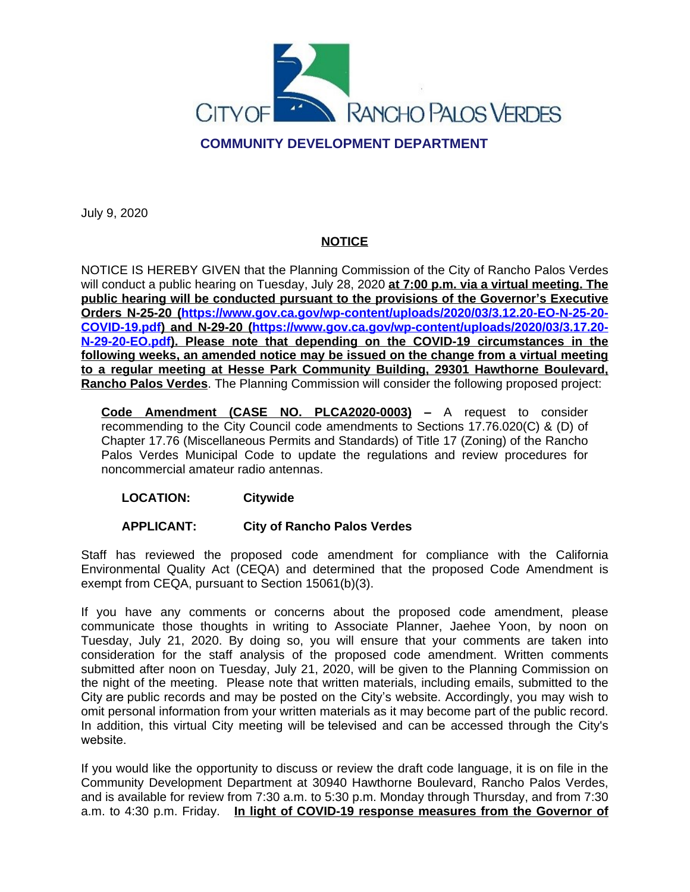CITY OF RANCHO PALOS VERDES

**COMMUNITY DEVELOPMENT DEPARTMENT**

July 9, 2020

**NOTICE**

NOTICE IS HEREBY GIVEN that the Planning Commission of the City of Rancho Palos Verdes will conduct a public hearing on Tuesday, July 28, 2020 **at 7:00 p.m. via a virtual meeting. The public hearing will be conducted pursuant to the provisions of the Governor's Executive Orders N-25-20 (https://www.gov.ca.gov/wp-content/uploads/2020/03/3.12.20-EO-N-25-20-COVID-19.pdf) and N-29-20 (https://www.gov.ca.gov/wp-content/uploads/2020/03/3.17.20-N-29-20-EO.pdf). Please note that depending on the COVID-19 circumstances in the following weeks, an amended notice may be issued on the change from a virtual meeting to a regular meeting at Hesse Park Community Building, 29301 Hawthorne Boulevard, Rancho Palos Verdes**. The Planning Commission will consider the following proposed project:

> **Code Amendment (CASE NO. PLCA2020-0003) –** A request to consider recommending to the City Council code amendments to Sections 17.76.020(C) & (D) of Chapter 17.76 (Miscellaneous Permits and Standards) of Title 17 (Zoning) of the Rancho Palos Verdes Municipal Code to update the regulations and review procedures for noncommercial amateur radio antennas.
>
> **LOCATION:** **Citywide**
>
> **APPLICANT:** **City of Rancho Palos Verdes**

Staff has reviewed the proposed code amendment for compliance with the California Environmental Quality Act (CEQA) and determined that the proposed Code Amendment is exempt from CEQA, pursuant to Section 15061(b)(3).

If you have any comments or concerns about the proposed code amendment, please communicate those thoughts in writing to Associate Planner, Jaehee Yoon, by noon on Tuesday, July 21, 2020. By doing so, you will ensure that your comments are taken into consideration for the staff analysis of the proposed code amendment. Written comments submitted after noon on Tuesday, July 21, 2020, will be given to the Planning Commission on the night of the meeting. Please note that written materials, including emails, submitted to the City are public records and may be posted on the City's website. Accordingly, you may wish to omit personal information from your written materials as it may become part of the public record. In addition, this virtual City meeting will be televised and can be accessed through the City's website.

If you would like the opportunity to discuss or review the draft code language, it is on file in the Community Development Department at 30940 Hawthorne Boulevard, Rancho Palos Verdes, and is available for review from 7:30 a.m. to 5:30 p.m. Monday through Thursday, and from 7:30 a.m. to 4:30 p.m. Friday. **In light of COVID-19 response measures from the Governor of**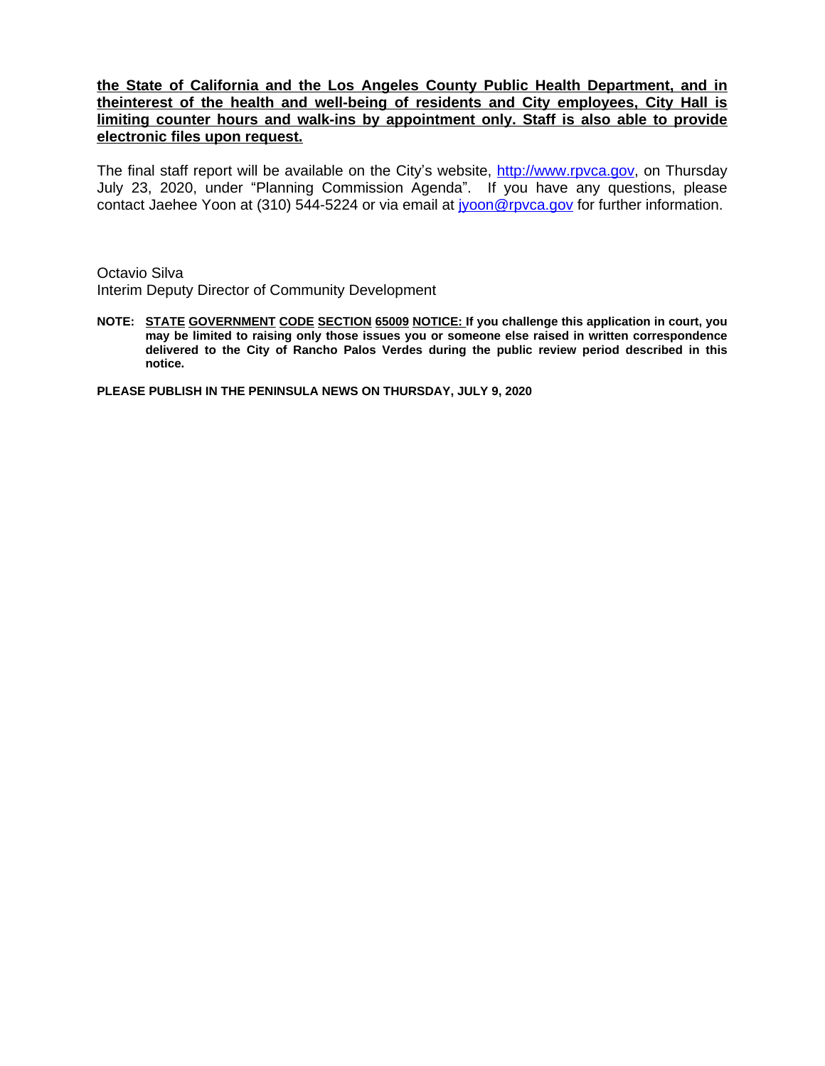**the State of California and the Los Angeles County Public Health Department, and in theinterest of the health and well-being of residents and City employees, City Hall is limiting counter hours and walk-ins by appointment only. Staff is also able to provide electronic files upon request.**

The final staff report will be available on the City's website, http://www.rpvca.gov, on Thursday July 23, 2020, under "Planning Commission Agenda". If you have any questions, please contact Jaehee Yoon at (310) 544-5224 or via email at jyoon@rpvca.gov for further information.

Octavio Silva
Interim Deputy Director of Community Development

**NOTE: STATE GOVERNMENT CODE SECTION 65009 NOTICE: If you challenge this application in court, you may be limited to raising only those issues you or someone else raised in written correspondence delivered to the City of Rancho Palos Verdes during the public review period described in this notice.**

**PLEASE PUBLISH IN THE PENINSULA NEWS ON THURSDAY, JULY 9, 2020**